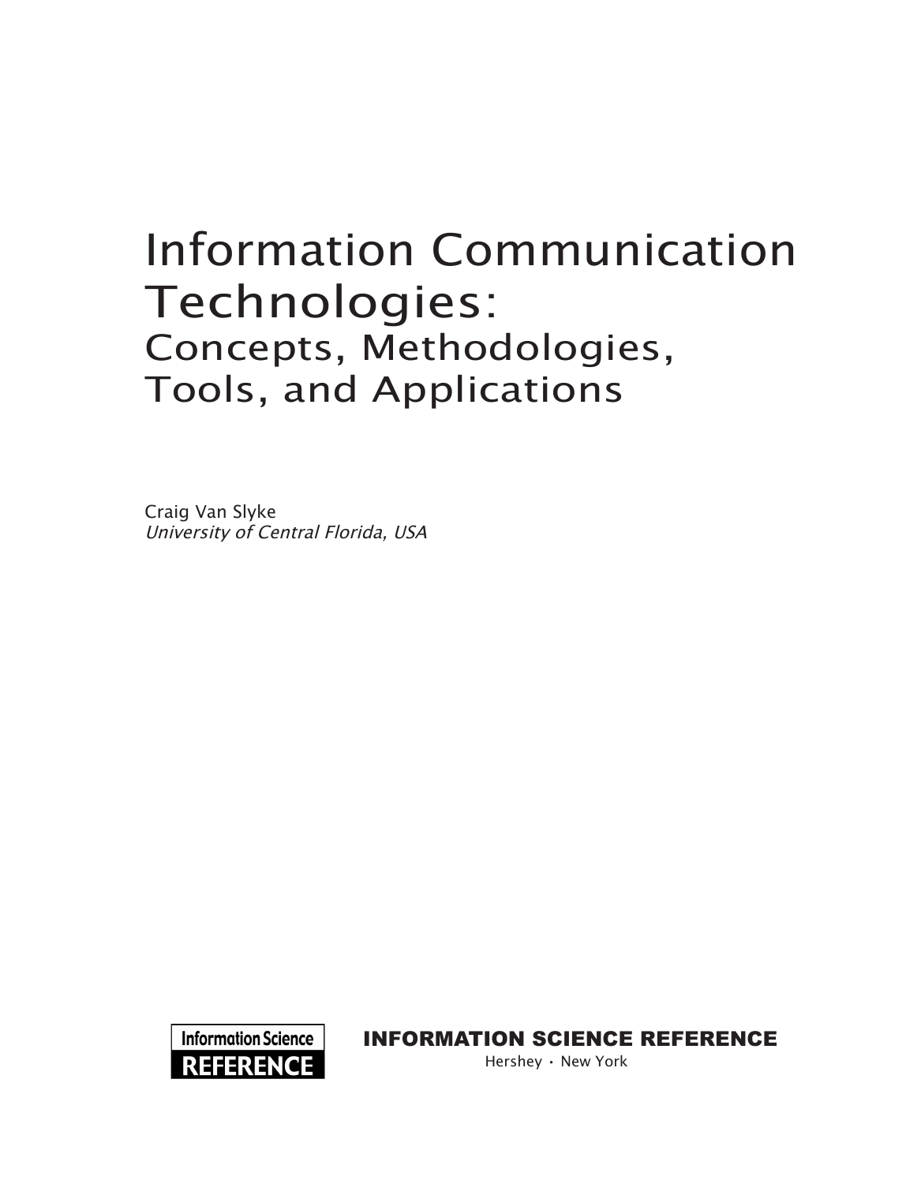# Information Communication Technologies:

## Concepts, Methodologies, Tools, and Applications

Craig Van Slyke
*University of Central Florida, USA*

Information Science REFERENCE

**INFORMATION SCIENCE REFERENCE**

Hershey • New York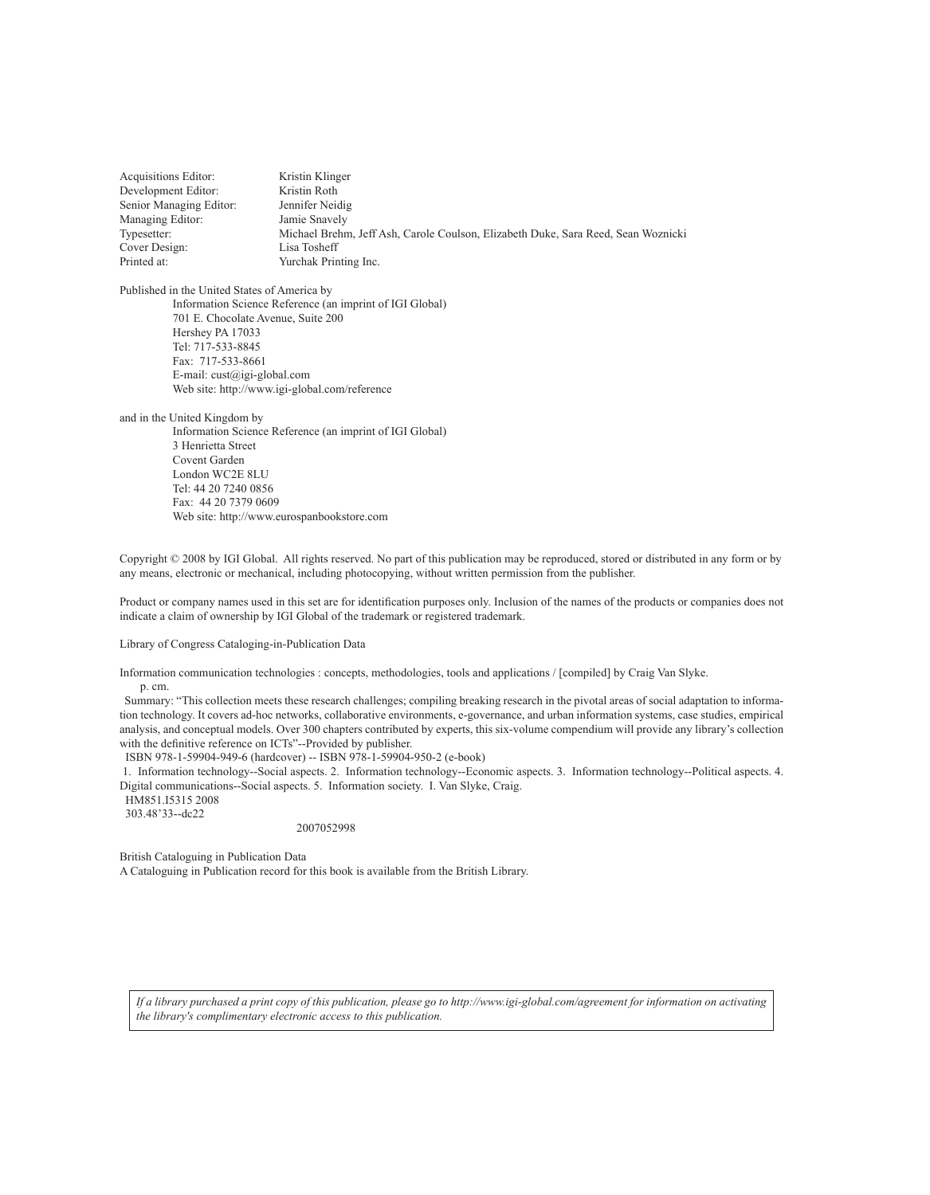Acquisitions Editor: Kristin Klinger
Development Editor: Kristin Roth
Senior Managing Editor: Jennifer Neidig
Managing Editor: Jamie Snavely
Typesetter: Michael Brehm, Jeff Ash, Carole Coulson, Elizabeth Duke, Sara Reed, Sean Woznicki
Cover Design: Lisa Tosheff
Printed at: Yurchak Printing Inc.

Published in the United States of America by
Information Science Reference (an imprint of IGI Global)
701 E. Chocolate Avenue, Suite 200
Hershey PA 17033
Tel: 717-533-8845
Fax: 717-533-8661
E-mail: cust@igi-global.com
Web site: http://www.igi-global.com/reference

and in the United Kingdom by
Information Science Reference (an imprint of IGI Global)
3 Henrietta Street
Covent Garden
London WC2E 8LU
Tel: 44 20 7240 0856
Fax: 44 20 7379 0609
Web site: http://www.eurospanbookstore.com

Copyright © 2008 by IGI Global. All rights reserved. No part of this publication may be reproduced, stored or distributed in any form or by any means, electronic or mechanical, including photocopying, without written permission from the publisher.

Product or company names used in this set are for identification purposes only. Inclusion of the names of the products or companies does not indicate a claim of ownership by IGI Global of the trademark or registered trademark.

Library of Congress Cataloging-in-Publication Data

Information communication technologies : concepts, methodologies, tools and applications / [compiled] by Craig Van Slyke.
p. cm.
Summary: "This collection meets these research challenges; compiling breaking research in the pivotal areas of social adaptation to information technology. It covers ad-hoc networks, collaborative environments, e-governance, and urban information systems, case studies, empirical analysis, and conceptual models. Over 300 chapters contributed by experts, this six-volume compendium will provide any library's collection with the definitive reference on ICTs"--Provided by publisher.
ISBN 978-1-59904-949-6 (hardcover) -- ISBN 978-1-59904-950-2 (e-book)
1. Information technology--Social aspects. 2. Information technology--Economic aspects. 3. Information technology--Political aspects. 4. Digital communications--Social aspects. 5. Information society. I. Van Slyke, Craig.
HM851.I5315 2008
303.48'33--dc22

2007052998

British Cataloguing in Publication Data
A Cataloguing in Publication record for this book is available from the British Library.

*If a library purchased a print copy of this publication, please go to http://www.igi-global.com/agreement for information on activating the library's complimentary electronic access to this publication.*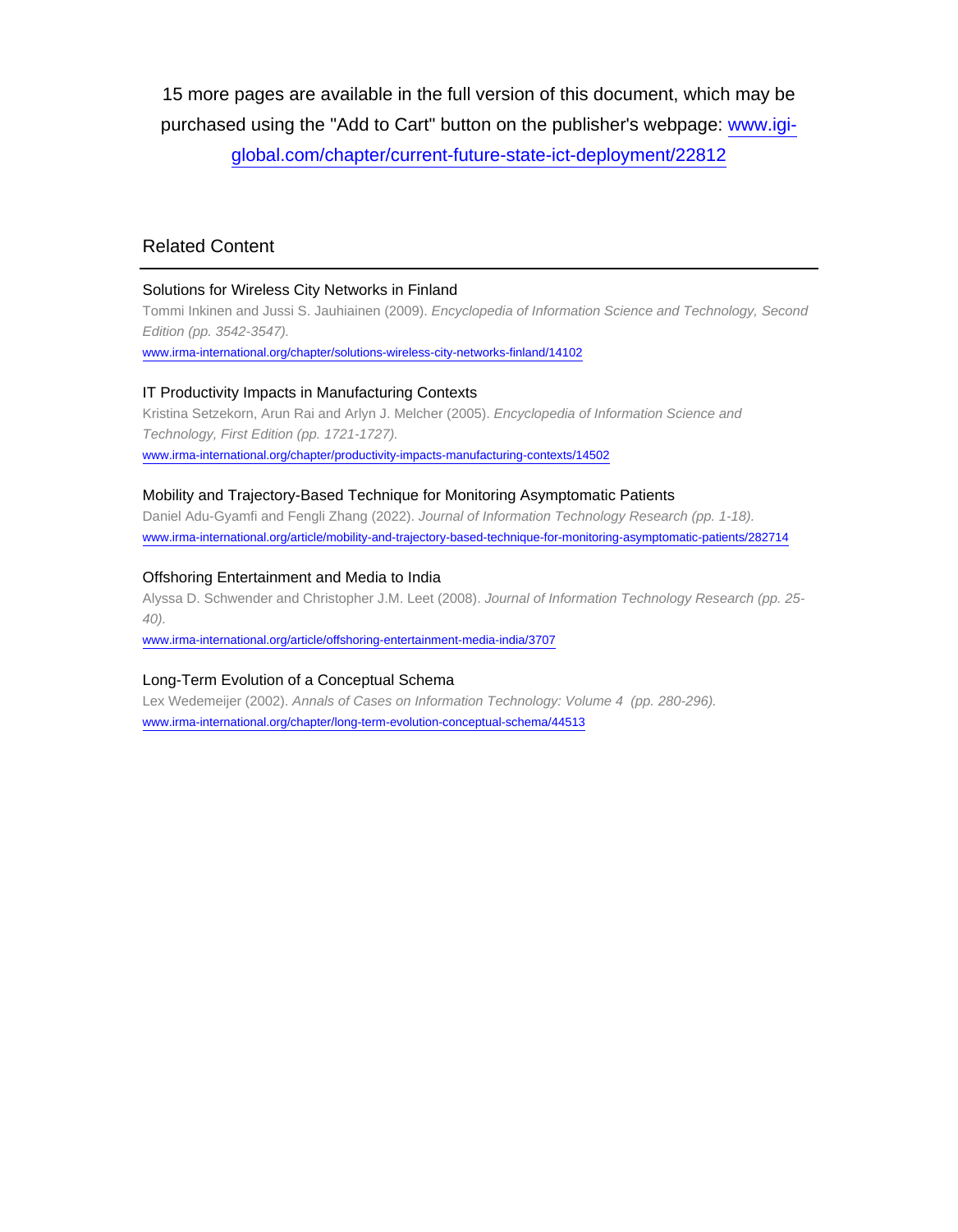15 more pages are available in the full version of this document, which may be purchased using the "Add to Cart" button on the publisher's webpage: [www.igi-global.com/chapter/current-future-state-ict-deployment/22812](www.igi-global.com/chapter/current-future-state-ict-deployment/22812)

## Related Content

### Solutions for Wireless City Networks in Finland

Tommi Inkinen and Jussi S. Jauhiainen (2009). *Encyclopedia of Information Science and Technology, Second Edition (pp. 3542-3547).*

[www.irma-international.org/chapter/solutions-wireless-city-networks-finland/14102](www.irma-international.org/chapter/solutions-wireless-city-networks-finland/14102)

### IT Productivity Impacts in Manufacturing Contexts

Kristina Setzekorn, Arun Rai and Arlyn J. Melcher (2005). *Encyclopedia of Information Science and Technology, First Edition (pp. 1721-1727).*

[www.irma-international.org/chapter/productivity-impacts-manufacturing-contexts/14502](www.irma-international.org/chapter/productivity-impacts-manufacturing-contexts/14502)

### Mobility and Trajectory-Based Technique for Monitoring Asymptomatic Patients

Daniel Adu-Gyamfi and Fengli Zhang (2022). *Journal of Information Technology Research (pp. 1-18).*

[www.irma-international.org/article/mobility-and-trajectory-based-technique-for-monitoring-asymptomatic-patients/282714](www.irma-international.org/article/mobility-and-trajectory-based-technique-for-monitoring-asymptomatic-patients/282714)

### Offshoring Entertainment and Media to India

Alyssa D. Schwender and Christopher J.M. Leet (2008). *Journal of Information Technology Research (pp. 25-40).*

[www.irma-international.org/article/offshoring-entertainment-media-india/3707](www.irma-international.org/article/offshoring-entertainment-media-india/3707)

### Long-Term Evolution of a Conceptual Schema

Lex Wedemeijer (2002). *Annals of Cases on Information Technology: Volume 4 (pp. 280-296).*

[www.irma-international.org/chapter/long-term-evolution-conceptual-schema/44513](www.irma-international.org/chapter/long-term-evolution-conceptual-schema/44513)